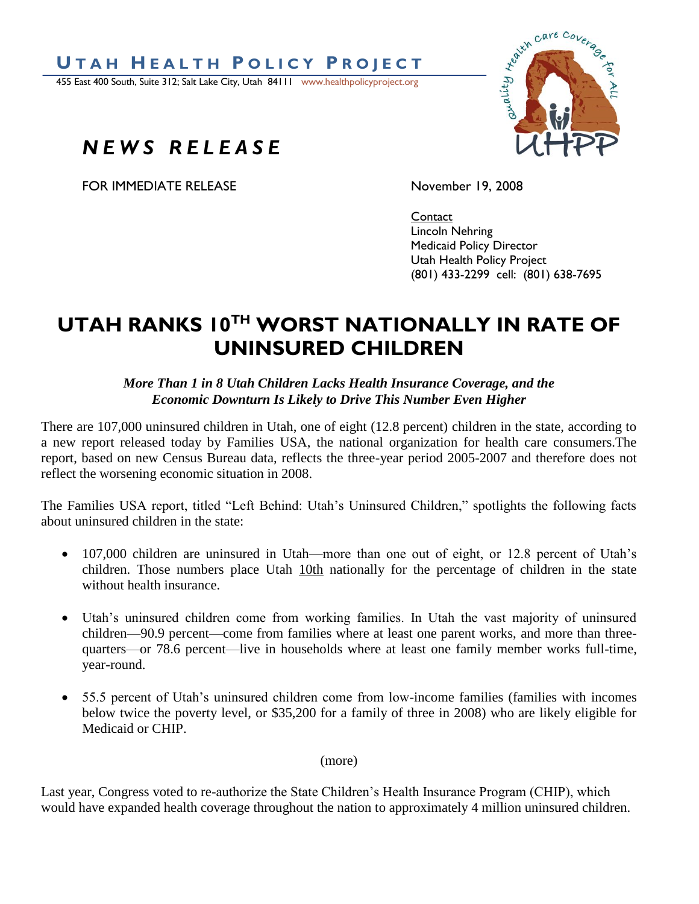# UTAH HEALTH POLICY PROJECT

455 East 400 South, Suite 312; Salt Lake City, Utah 84111 www.healthpolicyproject.org

## *NEWS RELEASE*

FOR IMMEDIATE RELEASE

November 19, 2008

Contact
Lincoln Nehring
Medicaid Policy Director
Utah Health Policy Project
(801) 433-2299 cell: (801) 638-7695

# UTAH RANKS 10TH WORST NATIONALLY IN RATE OF UNINSURED CHILDREN

***More Than 1 in 8 Utah Children Lacks Health Insurance Coverage, and the Economic Downturn Is Likely to Drive This Number Even Higher***

There are 107,000 uninsured children in Utah, one of eight (12.8 percent) children in the state, according to a new report released today by Families USA, the national organization for health care consumers.The report, based on new Census Bureau data, reflects the three-year period 2005-2007 and therefore does not reflect the worsening economic situation in 2008.

The Families USA report, titled "Left Behind: Utah's Uninsured Children," spotlights the following facts about uninsured children in the state:

- 107,000 children are uninsured in Utah—more than one out of eight, or 12.8 percent of Utah's children. Those numbers place Utah 10th nationally for the percentage of children in the state without health insurance.
- Utah's uninsured children come from working families. In Utah the vast majority of uninsured children—90.9 percent—come from families where at least one parent works, and more than three-quarters—or 78.6 percent—live in households where at least one family member works full-time, year-round.
- 55.5 percent of Utah's uninsured children come from low-income families (families with incomes below twice the poverty level, or $35,200 for a family of three in 2008) who are likely eligible for Medicaid or CHIP.

(more)

Last year, Congress voted to re-authorize the State Children's Health Insurance Program (CHIP), which would have expanded health coverage throughout the nation to approximately 4 million uninsured children.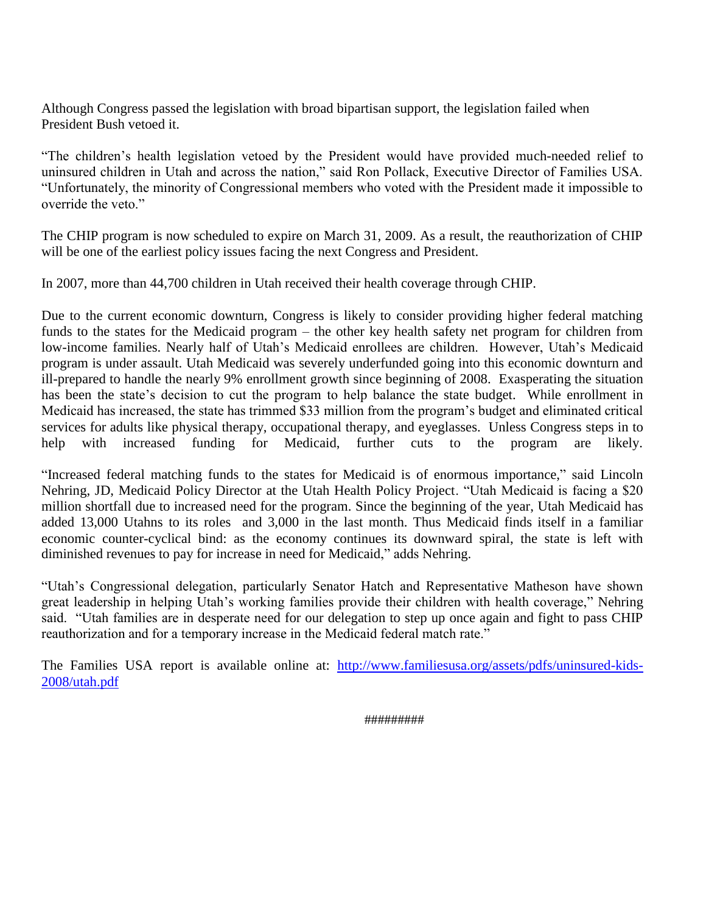Although Congress passed the legislation with broad bipartisan support, the legislation failed when President Bush vetoed it.

"The children's health legislation vetoed by the President would have provided much-needed relief to uninsured children in Utah and across the nation," said Ron Pollack, Executive Director of Families USA. "Unfortunately, the minority of Congressional members who voted with the President made it impossible to override the veto."

The CHIP program is now scheduled to expire on March 31, 2009. As a result, the reauthorization of CHIP will be one of the earliest policy issues facing the next Congress and President.

In 2007, more than 44,700 children in Utah received their health coverage through CHIP.

Due to the current economic downturn, Congress is likely to consider providing higher federal matching funds to the states for the Medicaid program – the other key health safety net program for children from low-income families. Nearly half of Utah's Medicaid enrollees are children. However, Utah's Medicaid program is under assault. Utah Medicaid was severely underfunded going into this economic downturn and ill-prepared to handle the nearly 9% enrollment growth since beginning of 2008. Exasperating the situation has been the state's decision to cut the program to help balance the state budget. While enrollment in Medicaid has increased, the state has trimmed $33 million from the program's budget and eliminated critical services for adults like physical therapy, occupational therapy, and eyeglasses. Unless Congress steps in to help with increased funding for Medicaid, further cuts to the program are likely.

"Increased federal matching funds to the states for Medicaid is of enormous importance," said Lincoln Nehring, JD, Medicaid Policy Director at the Utah Health Policy Project. "Utah Medicaid is facing a $20 million shortfall due to increased need for the program. Since the beginning of the year, Utah Medicaid has added 13,000 Utahns to its roles and 3,000 in the last month. Thus Medicaid finds itself in a familiar economic counter-cyclical bind: as the economy continues its downward spiral, the state is left with diminished revenues to pay for increase in need for Medicaid," adds Nehring.

"Utah's Congressional delegation, particularly Senator Hatch and Representative Matheson have shown great leadership in helping Utah's working families provide their children with health coverage," Nehring said. "Utah families are in desperate need for our delegation to step up once again and fight to pass CHIP reauthorization and for a temporary increase in the Medicaid federal match rate."

The Families USA report is available online at: http://www.familiesusa.org/assets/pdfs/uninsured-kids-2008/utah.pdf

#########